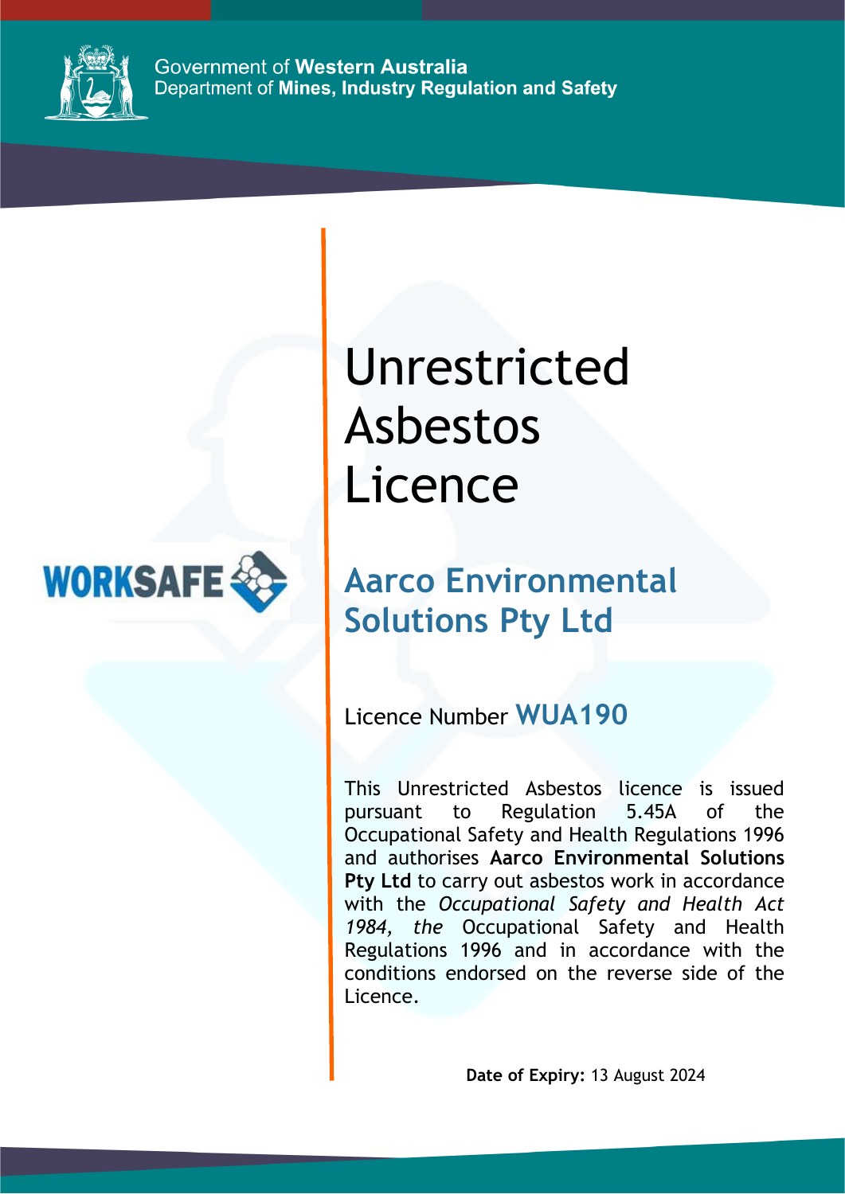Government of **Western Australia**
Department of **Mines, Industry Regulation and Safety**

WORKSAFE

# Unrestricted Asbestos Licence

## Aarco Environmental Solutions Pty Ltd

Licence Number **WUA190**

This Unrestricted Asbestos licence is issued pursuant to Regulation 5.45A of the Occupational Safety and Health Regulations 1996 and authorises **Aarco Environmental Solutions Pty Ltd** to carry out asbestos work in accordance with the *Occupational Safety and Health Act 1984, the* Occupational Safety and Health Regulations 1996 and in accordance with the conditions endorsed on the reverse side of the Licence.

**Date of Expiry:** 13 August 2024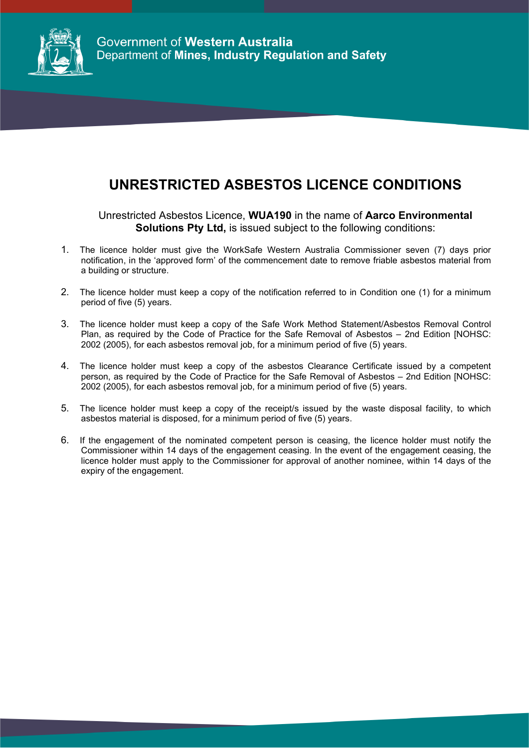Government of **Western Australia**
Department of **Mines, Industry Regulation and Safety**

# UNRESTRICTED ASBESTOS LICENCE CONDITIONS

Unrestricted Asbestos Licence, **WUA190** in the name of **Aarco Environmental Solutions Pty Ltd,** is issued subject to the following conditions:

1. The licence holder must give the WorkSafe Western Australia Commissioner seven (7) days prior notification, in the 'approved form' of the commencement date to remove friable asbestos material from a building or structure.

2. The licence holder must keep a copy of the notification referred to in Condition one (1) for a minimum period of five (5) years.

3. The licence holder must keep a copy of the Safe Work Method Statement/Asbestos Removal Control Plan, as required by the Code of Practice for the Safe Removal of Asbestos – 2nd Edition [NOHSC: 2002 (2005), for each asbestos removal job, for a minimum period of five (5) years.

4. The licence holder must keep a copy of the asbestos Clearance Certificate issued by a competent person, as required by the Code of Practice for the Safe Removal of Asbestos – 2nd Edition [NOHSC: 2002 (2005), for each asbestos removal job, for a minimum period of five (5) years.

5. The licence holder must keep a copy of the receipt/s issued by the waste disposal facility, to which asbestos material is disposed, for a minimum period of five (5) years.

6. If the engagement of the nominated competent person is ceasing, the licence holder must notify the Commissioner within 14 days of the engagement ceasing. In the event of the engagement ceasing, the licence holder must apply to the Commissioner for approval of another nominee, within 14 days of the expiry of the engagement.